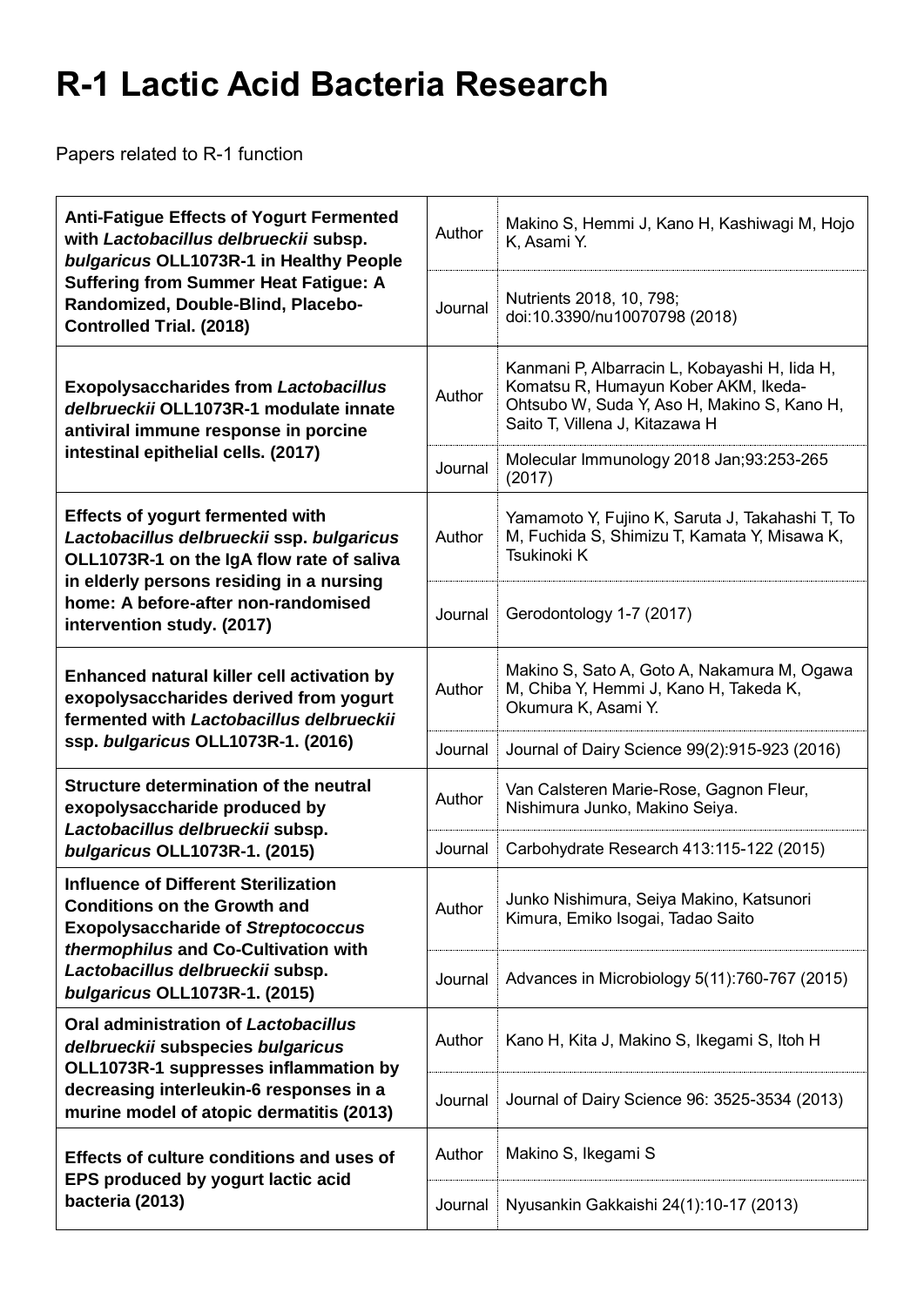# R-1 Lactic Acid Bacteria Research

Papers related to R-1 function

| Title | | |
|---|---|---|
| **Anti-Fatigue Effects of Yogurt Fermented with *Lactobacillus delbrueckii* subsp. *bulgaricus* OLL1073R-1 in Healthy People Suffering from Summer Heat Fatigue: A Randomized, Double-Blind, Placebo-Controlled Trial. (2018)** | Author | Makino S, Hemmi J, Kano H, Kashiwagi M, Hojo K, Asami Y. |
| | Journal | Nutrients 2018, 10, 798; doi:10.3390/nu10070798 (2018) |
| **Exopolysaccharides from *Lactobacillus delbrueckii* OLL1073R-1 modulate innate antiviral immune response in porcine intestinal epithelial cells. (2017)** | Author | Kanmani P, Albarracin L, Kobayashi H, Iida H, Komatsu R, Humayun Kober AKM, Ikeda-Ohtsubo W, Suda Y, Aso H, Makino S, Kano H, Saito T, Villena J, Kitazawa H |
| | Journal | Molecular Immunology 2018 Jan;93:253-265 (2017) |
| **Effects of yogurt fermented with *Lactobacillus delbrueckii* ssp. *bulgaricus* OLL1073R-1 on the IgA flow rate of saliva in elderly persons residing in a nursing home: A before-after non-randomised intervention study. (2017)** | Author | Yamamoto Y, Fujino K, Saruta J, Takahashi T, To M, Fuchida S, Shimizu T, Kamata Y, Misawa K, Tsukinoki K |
| | Journal | Gerodontology 1-7 (2017) |
| **Enhanced natural killer cell activation by exopolysaccharides derived from yogurt fermented with *Lactobacillus delbrueckii* ssp. *bulgaricus* OLL1073R-1. (2016)** | Author | Makino S, Sato A, Goto A, Nakamura M, Ogawa M, Chiba Y, Hemmi J, Kano H, Takeda K, Okumura K, Asami Y. |
| | Journal | Journal of Dairy Science 99(2):915-923 (2016) |
| **Structure determination of the neutral exopolysaccharide produced by *Lactobacillus delbrueckii* subsp. *bulgaricus* OLL1073R-1. (2015)** | Author | Van Calsteren Marie-Rose, Gagnon Fleur, Nishimura Junko, Makino Seiya. |
| | Journal | Carbohydrate Research 413:115-122 (2015) |
| **Influence of Different Sterilization Conditions on the Growth and Exopolysaccharide of *Streptococcus thermophilus* and Co-Cultivation with *Lactobacillus delbrueckii* subsp. *bulgaricus* OLL1073R-1. (2015)** | Author | Junko Nishimura, Seiya Makino, Katsunori Kimura, Emiko Isogai, Tadao Saito |
| | Journal | Advances in Microbiology 5(11):760-767 (2015) |
| **Oral administration of *Lactobacillus delbrueckii* subspecies *bulgaricus* OLL1073R-1 suppresses inflammation by decreasing interleukin-6 responses in a murine model of atopic dermatitis (2013)** | Author | Kano H, Kita J, Makino S, Ikegami S, Itoh H |
| | Journal | Journal of Dairy Science 96: 3525-3534 (2013) |
| **Effects of culture conditions and uses of EPS produced by yogurt lactic acid bacteria (2013)** | Author | Makino S, Ikegami S |
| | Journal | Nyusankin Gakkaishi 24(1):10-17 (2013) |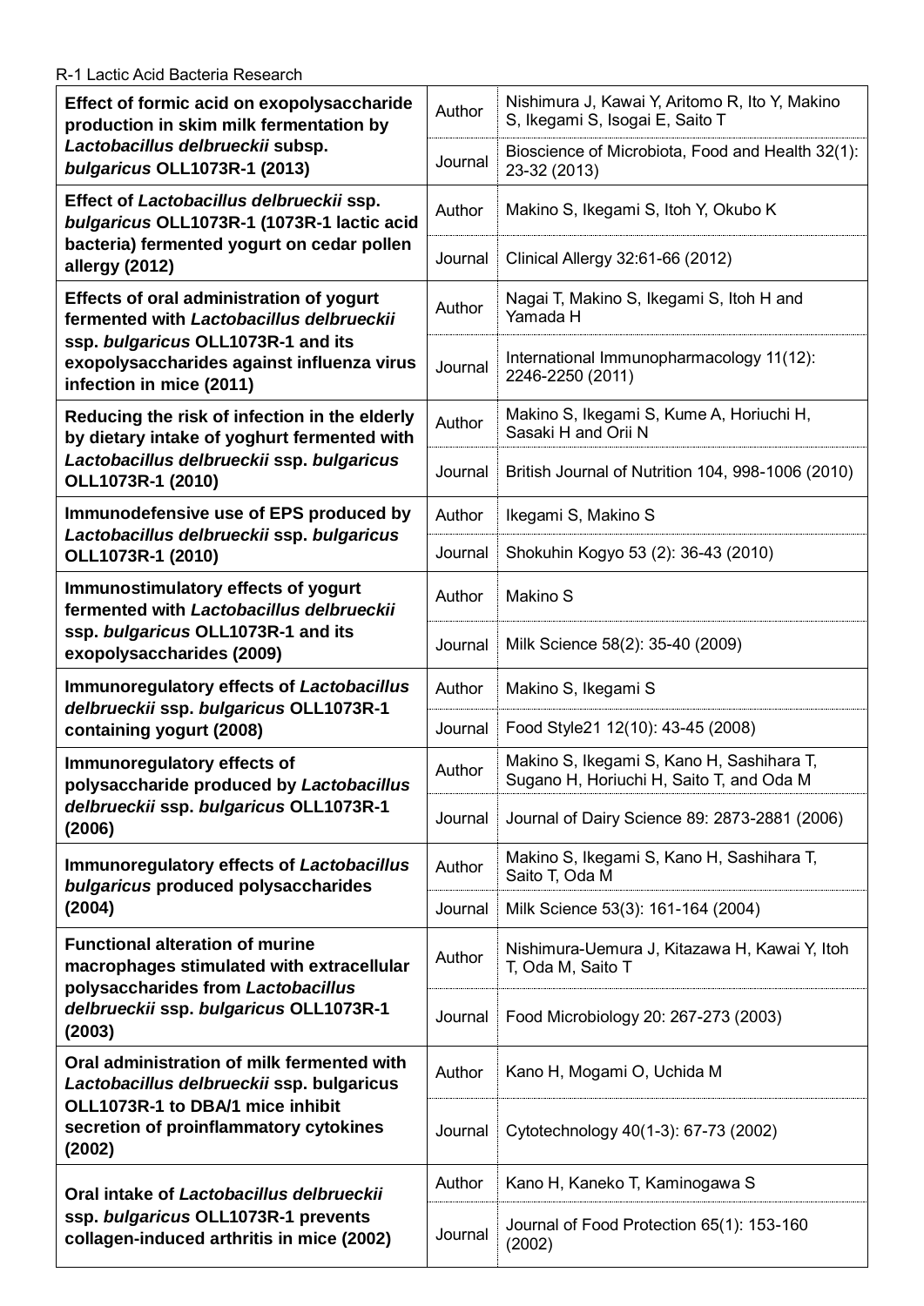R-1 Lactic Acid Bacteria Research

| Title | | |
|---|---|---|
| **Effect of formic acid on exopolysaccharide production in skim milk fermentation by *Lactobacillus delbrueckii* subsp. *bulgaricus* OLL1073R-1 (2013)** | Author | Nishimura J, Kawai Y, Aritomo R, Ito Y, Makino S, Ikegami S, Isogai E, Saito T |
| | Journal | Bioscience of Microbiota, Food and Health 32(1): 23-32 (2013) |
| **Effect of *Lactobacillus delbrueckii* ssp. *bulgaricus* OLL1073R-1 (1073R-1 lactic acid bacteria) fermented yogurt on cedar pollen allergy (2012)** | Author | Makino S, Ikegami S, Itoh Y, Okubo K |
| | Journal | Clinical Allergy 32:61-66 (2012) |
| **Effects of oral administration of yogurt fermented with *Lactobacillus delbrueckii* ssp. *bulgaricus* OLL1073R-1 and its exopolysaccharides against influenza virus infection in mice (2011)** | Author | Nagai T, Makino S, Ikegami S, Itoh H and Yamada H |
| | Journal | International Immunopharmacology 11(12): 2246-2250 (2011) |
| **Reducing the risk of infection in the elderly by dietary intake of yoghurt fermented with *Lactobacillus delbrueckii* ssp. *bulgaricus* OLL1073R-1 (2010)** | Author | Makino S, Ikegami S, Kume A, Horiuchi H, Sasaki H and Orii N |
| | Journal | British Journal of Nutrition 104, 998-1006 (2010) |
| **Immunodefensive use of EPS produced by *Lactobacillus delbrueckii* ssp. *bulgaricus* OLL1073R-1 (2010)** | Author | Ikegami S, Makino S |
| | Journal | Shokuhin Kogyo 53 (2): 36-43 (2010) |
| **Immunostimulatory effects of yogurt fermented with *Lactobacillus delbrueckii* ssp. *bulgaricus* OLL1073R-1 and its exopolysaccharides (2009)** | Author | Makino S |
| | Journal | Milk Science 58(2): 35-40 (2009) |
| **Immunoregulatory effects of *Lactobacillus delbrueckii* ssp. *bulgaricus* OLL1073R-1 containing yogurt (2008)** | Author | Makino S, Ikegami S |
| | Journal | Food Style21 12(10): 43-45 (2008) |
| **Immunoregulatory effects of polysaccharide produced by *Lactobacillus delbrueckii* ssp. *bulgaricus* OLL1073R-1 (2006)** | Author | Makino S, Ikegami S, Kano H, Sashihara T, Sugano H, Horiuchi H, Saito T, and Oda M |
| | Journal | Journal of Dairy Science 89: 2873-2881 (2006) |
| **Immunoregulatory effects of *Lactobacillus bulgaricus* produced polysaccharides (2004)** | Author | Makino S, Ikegami S, Kano H, Sashihara T, Saito T, Oda M |
| | Journal | Milk Science 53(3): 161-164 (2004) |
| **Functional alteration of murine macrophages stimulated with extracellular polysaccharides from *Lactobacillus delbrueckii* ssp. *bulgaricus* OLL1073R-1 (2003)** | Author | Nishimura-Uemura J, Kitazawa H, Kawai Y, Itoh T, Oda M, Saito T |
| | Journal | Food Microbiology 20: 267-273 (2003) |
| **Oral administration of milk fermented with *Lactobacillus delbrueckii* ssp. bulgaricus OLL1073R-1 to DBA/1 mice inhibit secretion of proinflammatory cytokines (2002)** | Author | Kano H, Mogami O, Uchida M |
| | Journal | Cytotechnology 40(1-3): 67-73 (2002) |
| **Oral intake of *Lactobacillus delbrueckii* ssp. *bulgaricus* OLL1073R-1 prevents collagen-induced arthritis in mice (2002)** | Author | Kano H, Kaneko T, Kaminogawa S |
| | Journal | Journal of Food Protection 65(1): 153-160 (2002) |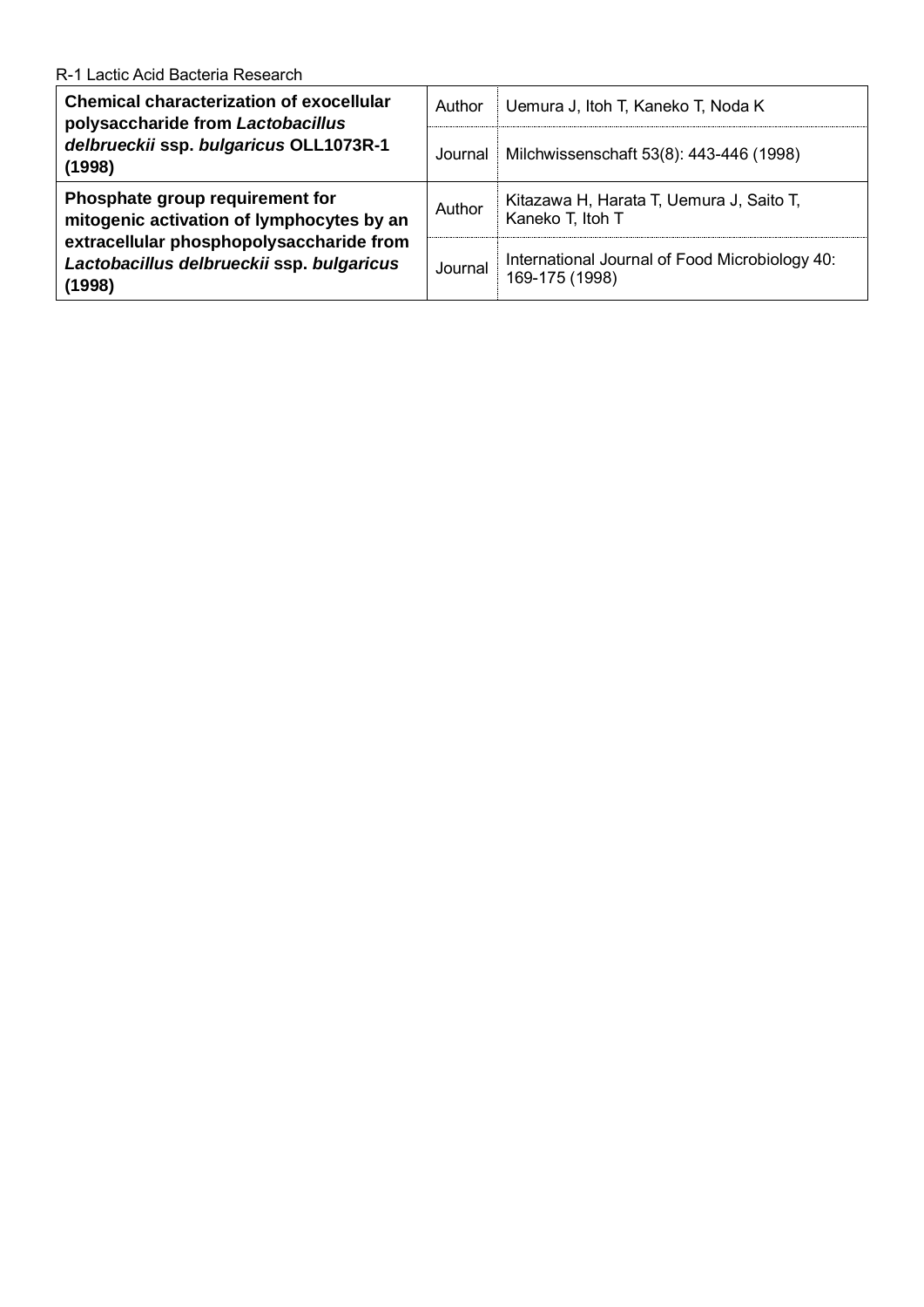R-1 Lactic Acid Bacteria Research

| | | |
|---|---|---|
| **Chemical characterization of exocellular polysaccharide from *Lactobacillus delbrueckii* ssp. *bulgaricus* OLL1073R-1 (1998)** | Author | Uemura J, Itoh T, Kaneko T, Noda K |
| | Journal | Milchwissenschaft 53(8): 443-446 (1998) |
| **Phosphate group requirement for mitogenic activation of lymphocytes by an extracellular phosphopolysaccharide from *Lactobacillus delbrueckii* ssp. *bulgaricus* (1998)** | Author | Kitazawa H, Harata T, Uemura J, Saito T, Kaneko T, Itoh T |
| | Journal | International Journal of Food Microbiology 40: 169-175 (1998) |